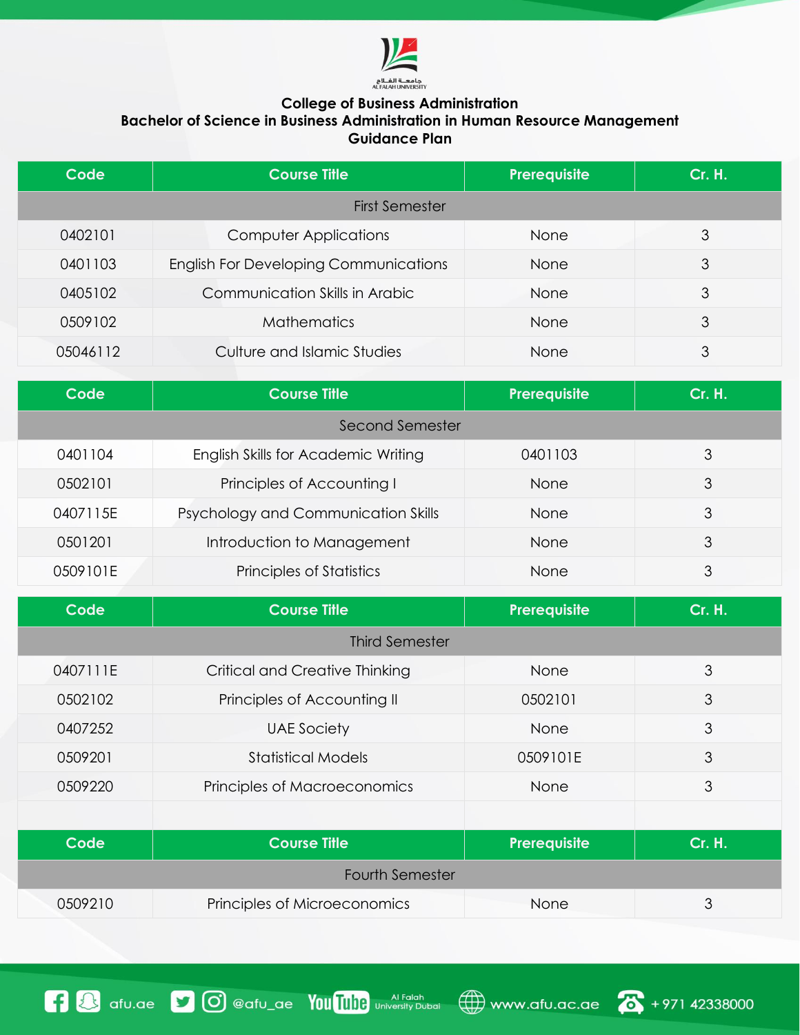# College of Business Administration
## Bachelor of Science in Business Administration in Human Resource Management
### Guidance Plan

| Code | Course Title | Prerequisite | Cr. H. |
|---|---|---|---|
| **First Semester** | | | |
| 0402101 | Computer Applications | None | 3 |
| 0401103 | English For Developing Communications | None | 3 |
| 0405102 | Communication Skills in Arabic | None | 3 |
| 0509102 | Mathematics | None | 3 |
| 05046112 | Culture and Islamic Studies | None | 3 |

| Code | Course Title | Prerequisite | Cr. H. |
|---|---|---|---|
| **Second Semester** | | | |
| 0401104 | English Skills for Academic Writing | 0401103 | 3 |
| 0502101 | Principles of Accounting I | None | 3 |
| 0407115E | Psychology and Communication Skills | None | 3 |
| 0501201 | Introduction to Management | None | 3 |
| 0509101E | Principles of Statistics | None | 3 |

| Code | Course Title | Prerequisite | Cr. H. |
|---|---|---|---|
| **Third Semester** | | | |
| 0407111E | Critical and Creative Thinking | None | 3 |
| 0502102 | Principles of Accounting II | 0502101 | 3 |
| 0407252 | UAE Society | None | 3 |
| 0509201 | Statistical Models | 0509101E | 3 |
| 0509220 | Principles of Macroeconomics | None | 3 |

| Code | Course Title | Prerequisite | Cr. H. |
|---|---|---|---|
| **Fourth Semester** | | | |
| 0509210 | Principles of Microeconomics | None | 3 |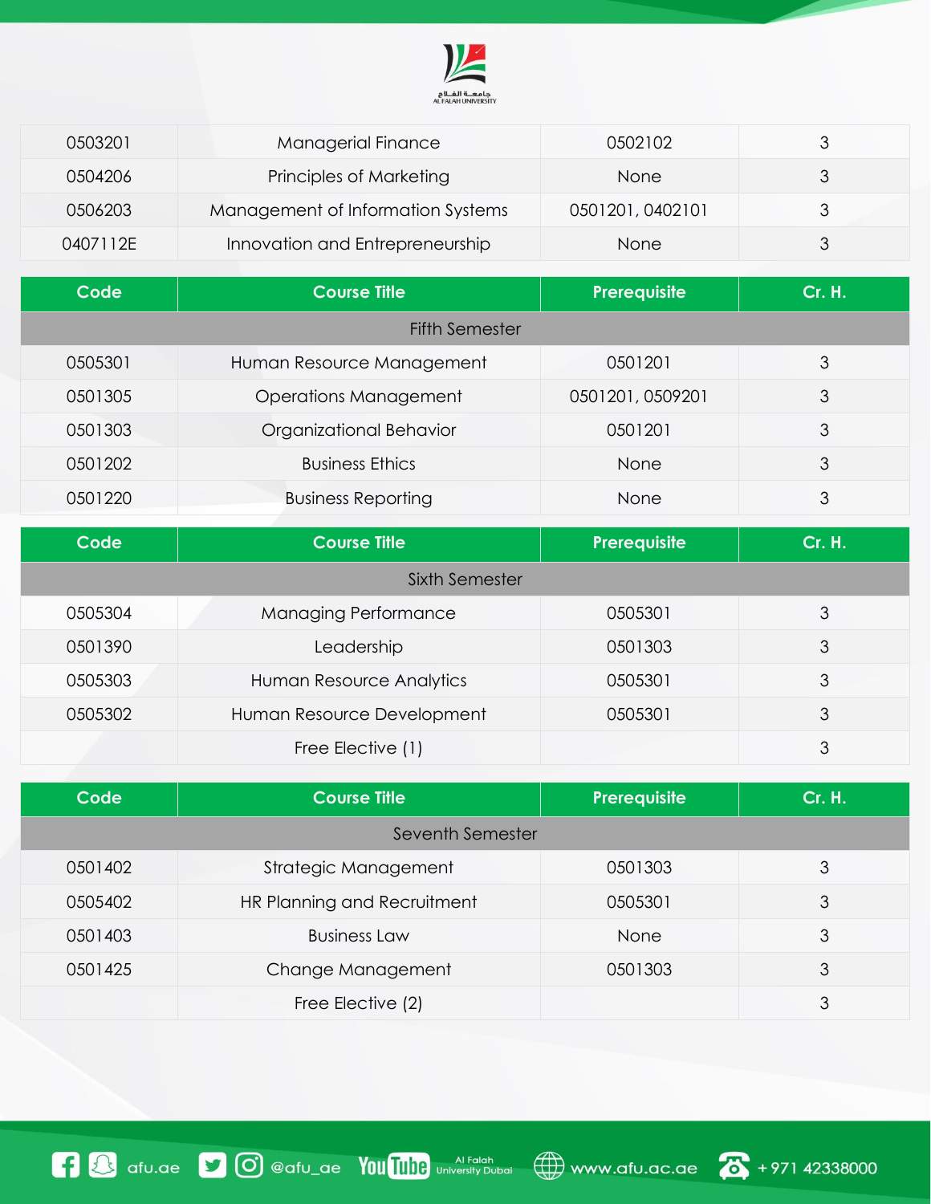| Code | Course Title | Prerequisite | Cr. H. |
|---|---|---|---|
| 0503201 | Managerial Finance | 0502102 | 3 |
| 0504206 | Principles of Marketing | None | 3 |
| 0506203 | Management of Information Systems | 0501201, 0402101 | 3 |
| 0407112E | Innovation and Entrepreneurship | None | 3 |

| Code | Course Title | Prerequisite | Cr. H. |
|---|---|---|---|
| | Fifth Semester | | |
| 0505301 | Human Resource Management | 0501201 | 3 |
| 0501305 | Operations Management | 0501201, 0509201 | 3 |
| 0501303 | Organizational Behavior | 0501201 | 3 |
| 0501202 | Business Ethics | None | 3 |
| 0501220 | Business Reporting | None | 3 |

| Code | Course Title | Prerequisite | Cr. H. |
|---|---|---|---|
| | Sixth Semester | | |
| 0505304 | Managing Performance | 0505301 | 3 |
| 0501390 | Leadership | 0501303 | 3 |
| 0505303 | Human Resource Analytics | 0505301 | 3 |
| 0505302 | Human Resource Development | 0505301 | 3 |
| | Free Elective (1) | | 3 |

| Code | Course Title | Prerequisite | Cr. H. |
|---|---|---|---|
| | Seventh Semester | | |
| 0501402 | Strategic Management | 0501303 | 3 |
| 0505402 | HR Planning and Recruitment | 0505301 | 3 |
| 0501403 | Business Law | None | 3 |
| 0501425 | Change Management | 0501303 | 3 |
| | Free Elective (2) | | 3 |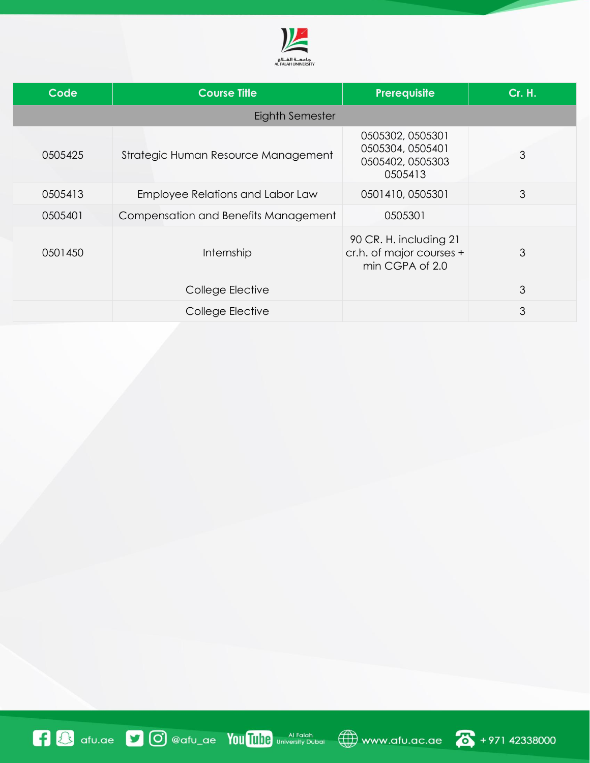| Code | Course Title | Prerequisite | Cr. H. |
|---|---|---|---|
| Eighth Semester | | | |
| 0505425 | Strategic Human Resource Management | 0505302, 0505301 0505304, 0505401 0505402, 0505303 0505413 | 3 |
| 0505413 | Employee Relations and Labor Law | 0501410, 0505301 | 3 |
| 0505401 | Compensation and Benefits Management | 0505301 | |
| 0501450 | Internship | 90 CR. H. including 21 cr.h. of major courses + min CGPA of 2.0 | 3 |
| | College Elective | | 3 |
| | College Elective | | 3 |